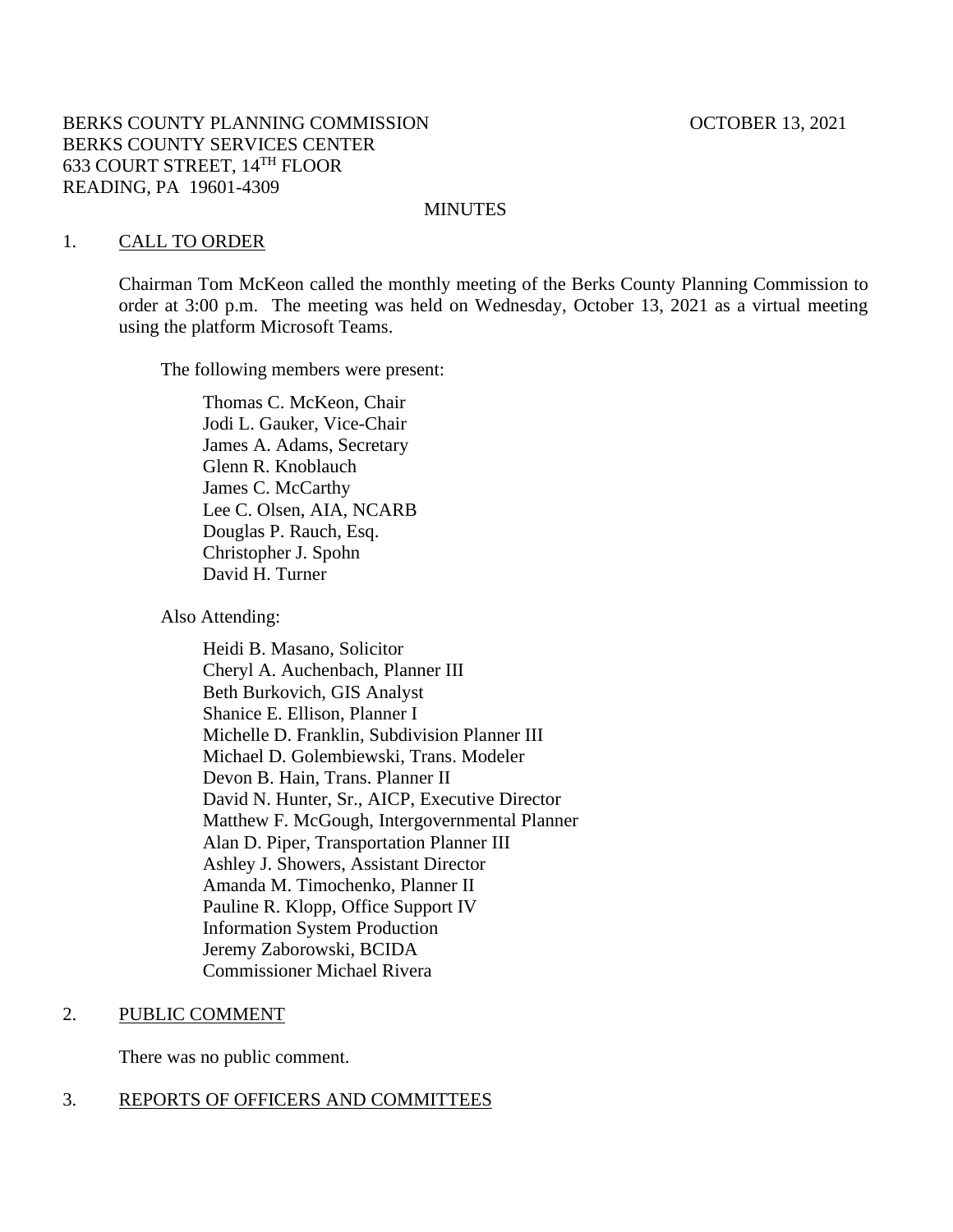BERKS COUNTY PLANNING COMMISSION OCTOBER 13, 2021
BERKS COUNTY SERVICES CENTER
633 COURT STREET, 14TH FLOOR
READING, PA 19601-4309

MINUTES

## 1. CALL TO ORDER

Chairman Tom McKeon called the monthly meeting of the Berks County Planning Commission to order at 3:00 p.m. The meeting was held on Wednesday, October 13, 2021 as a virtual meeting using the platform Microsoft Teams.

The following members were present:

Thomas C. McKeon, Chair
Jodi L. Gauker, Vice-Chair
James A. Adams, Secretary
Glenn R. Knoblauch
James C. McCarthy
Lee C. Olsen, AIA, NCARB
Douglas P. Rauch, Esq.
Christopher J. Spohn
David H. Turner

Also Attending:

Heidi B. Masano, Solicitor
Cheryl A. Auchenbach, Planner III
Beth Burkovich, GIS Analyst
Shanice E. Ellison, Planner I
Michelle D. Franklin, Subdivision Planner III
Michael D. Golembiewski, Trans. Modeler
Devon B. Hain, Trans. Planner II
David N. Hunter, Sr., AICP, Executive Director
Matthew F. McGough, Intergovernmental Planner
Alan D. Piper, Transportation Planner III
Ashley J. Showers, Assistant Director
Amanda M. Timochenko, Planner II
Pauline R. Klopp, Office Support IV
Information System Production
Jeremy Zaborowski, BCIDA
Commissioner Michael Rivera

## 2. PUBLIC COMMENT

There was no public comment.

## 3. REPORTS OF OFFICERS AND COMMITTEES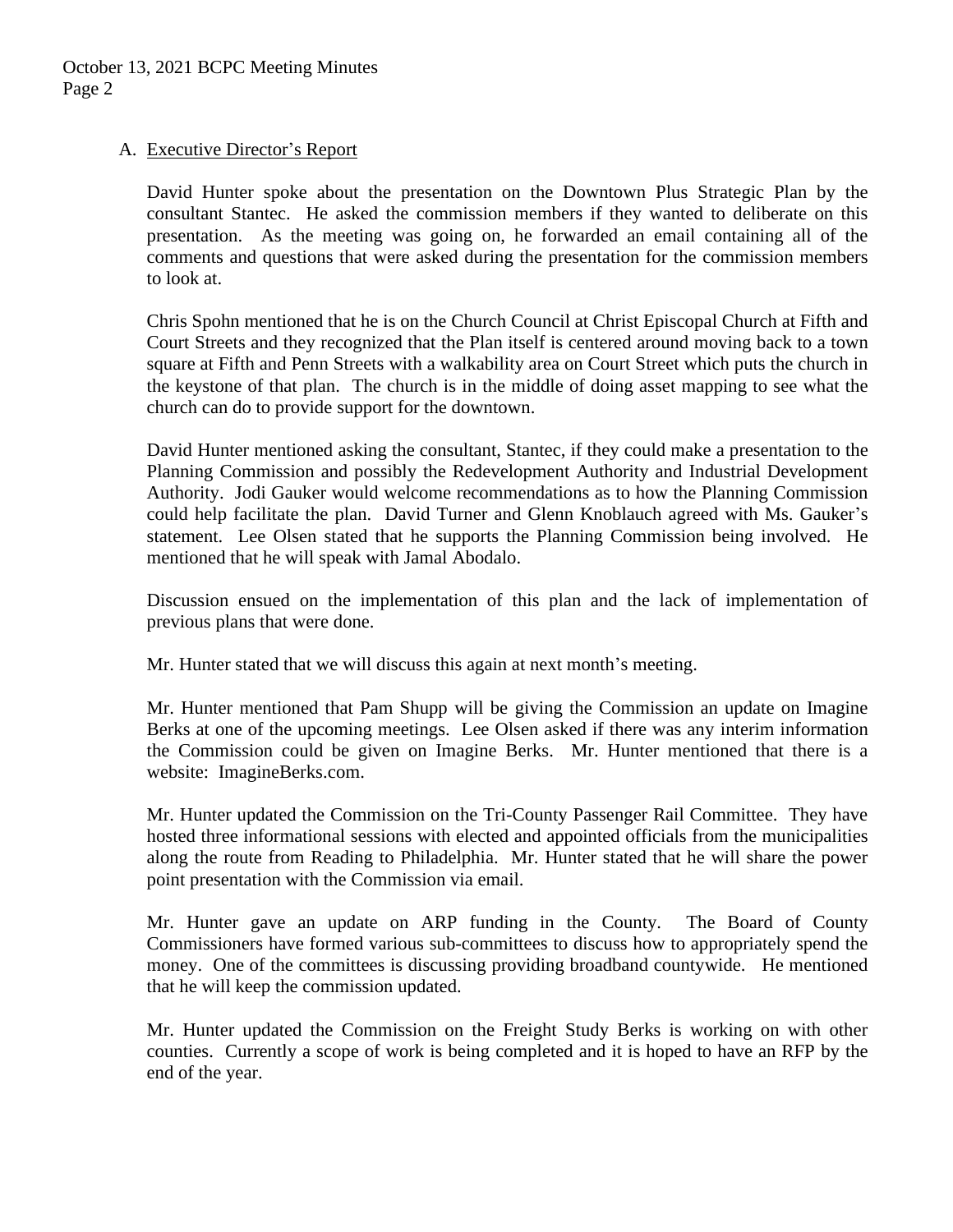A. Executive Director's Report

David Hunter spoke about the presentation on the Downtown Plus Strategic Plan by the consultant Stantec. He asked the commission members if they wanted to deliberate on this presentation. As the meeting was going on, he forwarded an email containing all of the comments and questions that were asked during the presentation for the commission members to look at.

Chris Spohn mentioned that he is on the Church Council at Christ Episcopal Church at Fifth and Court Streets and they recognized that the Plan itself is centered around moving back to a town square at Fifth and Penn Streets with a walkability area on Court Street which puts the church in the keystone of that plan. The church is in the middle of doing asset mapping to see what the church can do to provide support for the downtown.

David Hunter mentioned asking the consultant, Stantec, if they could make a presentation to the Planning Commission and possibly the Redevelopment Authority and Industrial Development Authority. Jodi Gauker would welcome recommendations as to how the Planning Commission could help facilitate the plan. David Turner and Glenn Knoblauch agreed with Ms. Gauker's statement. Lee Olsen stated that he supports the Planning Commission being involved. He mentioned that he will speak with Jamal Abodalo.

Discussion ensued on the implementation of this plan and the lack of implementation of previous plans that were done.

Mr. Hunter stated that we will discuss this again at next month's meeting.

Mr. Hunter mentioned that Pam Shupp will be giving the Commission an update on Imagine Berks at one of the upcoming meetings. Lee Olsen asked if there was any interim information the Commission could be given on Imagine Berks. Mr. Hunter mentioned that there is a website: ImagineBerks.com.

Mr. Hunter updated the Commission on the Tri-County Passenger Rail Committee. They have hosted three informational sessions with elected and appointed officials from the municipalities along the route from Reading to Philadelphia. Mr. Hunter stated that he will share the power point presentation with the Commission via email.

Mr. Hunter gave an update on ARP funding in the County. The Board of County Commissioners have formed various sub-committees to discuss how to appropriately spend the money. One of the committees is discussing providing broadband countywide. He mentioned that he will keep the commission updated.

Mr. Hunter updated the Commission on the Freight Study Berks is working on with other counties. Currently a scope of work is being completed and it is hoped to have an RFP by the end of the year.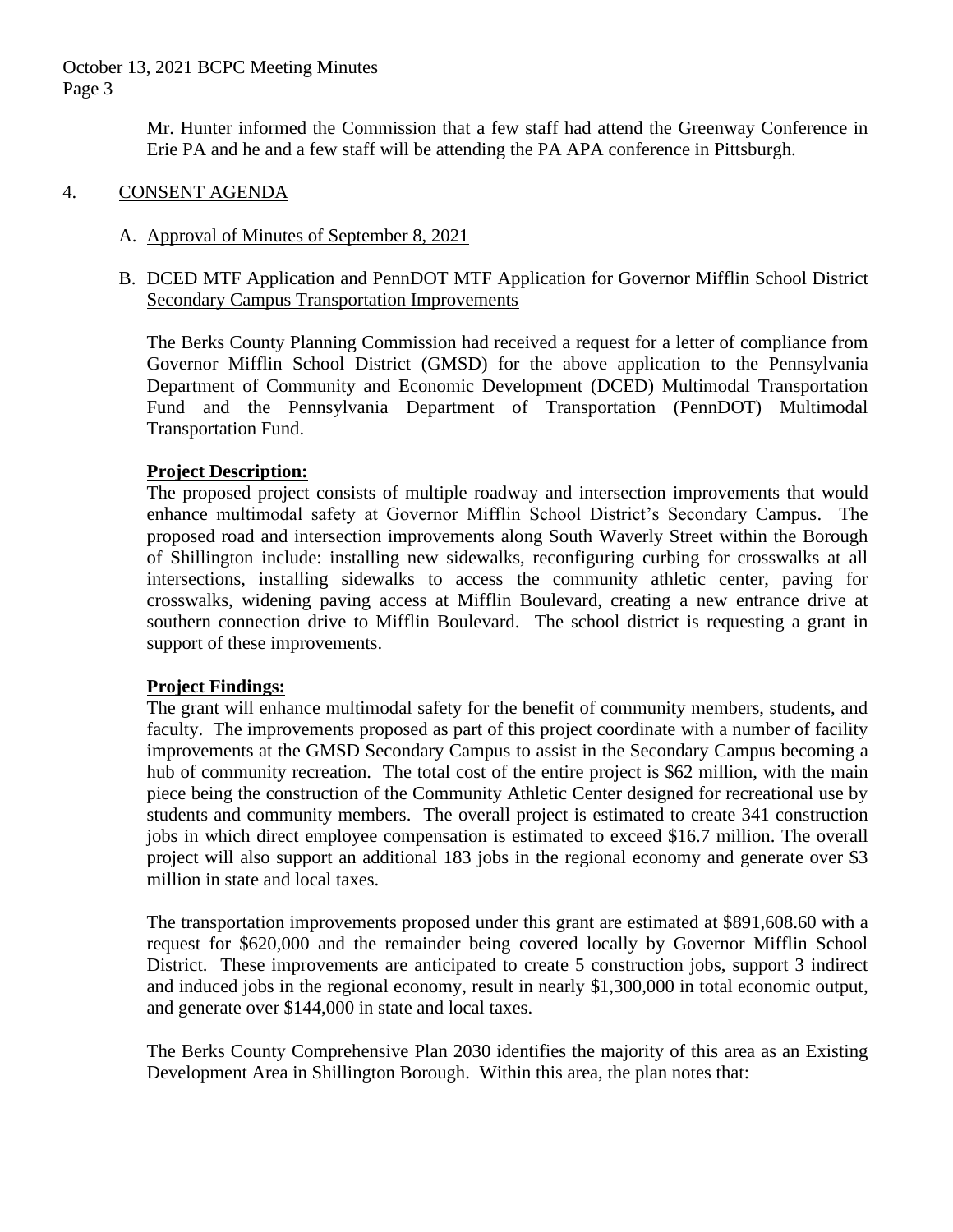Mr. Hunter informed the Commission that a few staff had attend the Greenway Conference in Erie PA and he and a few staff will be attending the PA APA conference in Pittsburgh.

4. CONSENT AGENDA

A. Approval of Minutes of September 8, 2021

B. DCED MTF Application and PennDOT MTF Application for Governor Mifflin School District Secondary Campus Transportation Improvements

The Berks County Planning Commission had received a request for a letter of compliance from Governor Mifflin School District (GMSD) for the above application to the Pennsylvania Department of Community and Economic Development (DCED) Multimodal Transportation Fund and the Pennsylvania Department of Transportation (PennDOT) Multimodal Transportation Fund.

**Project Description:**
The proposed project consists of multiple roadway and intersection improvements that would enhance multimodal safety at Governor Mifflin School District's Secondary Campus. The proposed road and intersection improvements along South Waverly Street within the Borough of Shillington include: installing new sidewalks, reconfiguring curbing for crosswalks at all intersections, installing sidewalks to access the community athletic center, paving for crosswalks, widening paving access at Mifflin Boulevard, creating a new entrance drive at southern connection drive to Mifflin Boulevard. The school district is requesting a grant in support of these improvements.

**Project Findings:**
The grant will enhance multimodal safety for the benefit of community members, students, and faculty. The improvements proposed as part of this project coordinate with a number of facility improvements at the GMSD Secondary Campus to assist in the Secondary Campus becoming a hub of community recreation. The total cost of the entire project is $62 million, with the main piece being the construction of the Community Athletic Center designed for recreational use by students and community members. The overall project is estimated to create 341 construction jobs in which direct employee compensation is estimated to exceed $16.7 million. The overall project will also support an additional 183 jobs in the regional economy and generate over $3 million in state and local taxes.

The transportation improvements proposed under this grant are estimated at $891,608.60 with a request for $620,000 and the remainder being covered locally by Governor Mifflin School District. These improvements are anticipated to create 5 construction jobs, support 3 indirect and induced jobs in the regional economy, result in nearly $1,300,000 in total economic output, and generate over $144,000 in state and local taxes.

The Berks County Comprehensive Plan 2030 identifies the majority of this area as an Existing Development Area in Shillington Borough. Within this area, the plan notes that: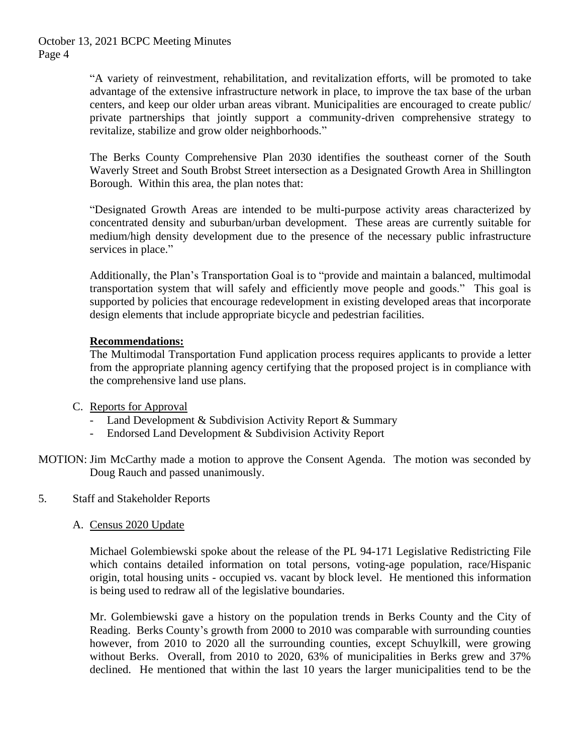"A variety of reinvestment, rehabilitation, and revitalization efforts, will be promoted to take advantage of the extensive infrastructure network in place, to improve the tax base of the urban centers, and keep our older urban areas vibrant. Municipalities are encouraged to create public/ private partnerships that jointly support a community-driven comprehensive strategy to revitalize, stabilize and grow older neighborhoods."

The Berks County Comprehensive Plan 2030 identifies the southeast corner of the South Waverly Street and South Brobst Street intersection as a Designated Growth Area in Shillington Borough. Within this area, the plan notes that:

"Designated Growth Areas are intended to be multi-purpose activity areas characterized by concentrated density and suburban/urban development. These areas are currently suitable for medium/high density development due to the presence of the necessary public infrastructure services in place."

Additionally, the Plan's Transportation Goal is to "provide and maintain a balanced, multimodal transportation system that will safely and efficiently move people and goods." This goal is supported by policies that encourage redevelopment in existing developed areas that incorporate design elements that include appropriate bicycle and pedestrian facilities.

**Recommendations:**

The Multimodal Transportation Fund application process requires applicants to provide a letter from the appropriate planning agency certifying that the proposed project is in compliance with the comprehensive land use plans.

C. Reports for Approval
- Land Development & Subdivision Activity Report & Summary
- Endorsed Land Development & Subdivision Activity Report

MOTION: Jim McCarthy made a motion to approve the Consent Agenda. The motion was seconded by Doug Rauch and passed unanimously.

5. Staff and Stakeholder Reports

A. Census 2020 Update

Michael Golembiewski spoke about the release of the PL 94-171 Legislative Redistricting File which contains detailed information on total persons, voting-age population, race/Hispanic origin, total housing units - occupied vs. vacant by block level. He mentioned this information is being used to redraw all of the legislative boundaries.

Mr. Golembiewski gave a history on the population trends in Berks County and the City of Reading. Berks County's growth from 2000 to 2010 was comparable with surrounding counties however, from 2010 to 2020 all the surrounding counties, except Schuylkill, were growing without Berks. Overall, from 2010 to 2020, 63% of municipalities in Berks grew and 37% declined. He mentioned that within the last 10 years the larger municipalities tend to be the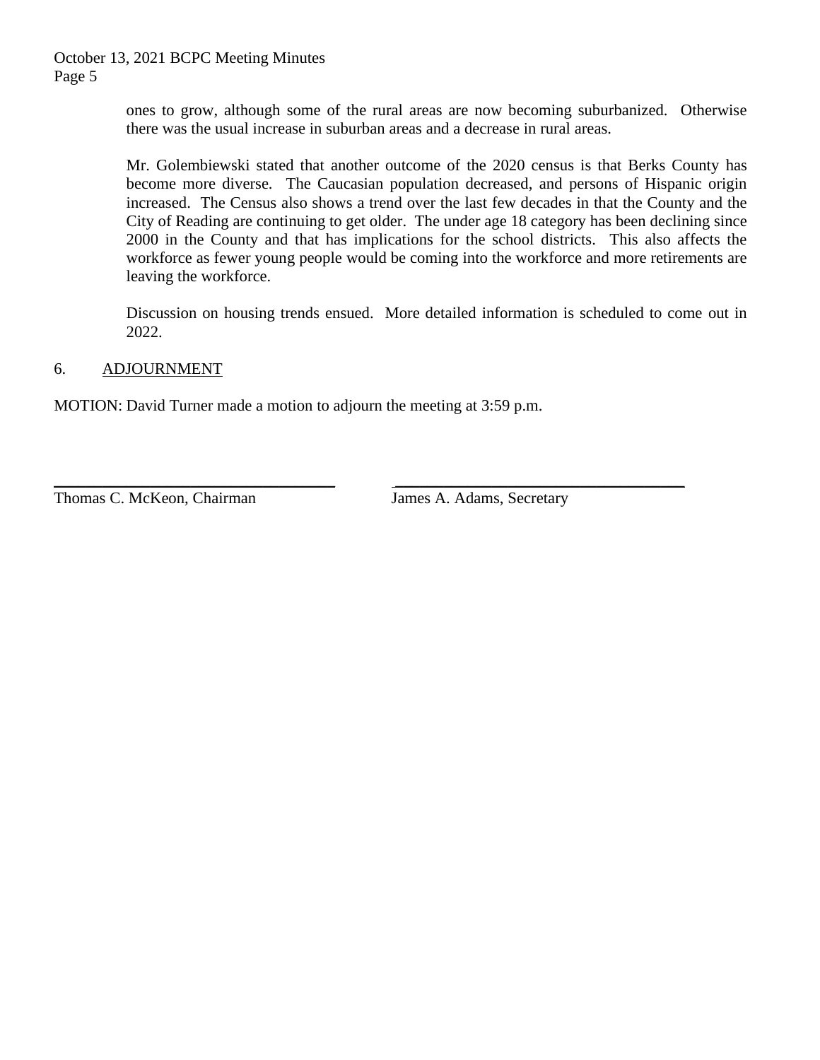ones to grow, although some of the rural areas are now becoming suburbanized. Otherwise there was the usual increase in suburban areas and a decrease in rural areas.

Mr. Golembiewski stated that another outcome of the 2020 census is that Berks County has become more diverse. The Caucasian population decreased, and persons of Hispanic origin increased. The Census also shows a trend over the last few decades in that the County and the City of Reading are continuing to get older. The under age 18 category has been declining since 2000 in the County and that has implications for the school districts. This also affects the workforce as fewer young people would be coming into the workforce and more retirements are leaving the workforce.

Discussion on housing trends ensued. More detailed information is scheduled to come out in 2022.

6. ADJOURNMENT

MOTION: David Turner made a motion to adjourn the meeting at 3:59 p.m.

\_\_\_\_\_\_\_\_\_\_\_\_\_\_\_\_\_\_\_\_\_\_\_\_\_\_\_\_\_\_\_\_\_\_\_ 
Thomas C. McKeon, Chairman

\_\_\_\_\_\_\_\_\_\_\_\_\_\_\_\_\_\_\_\_\_\_\_\_\_\_\_\_\_\_\_\_\_\_\_ 
James A. Adams, Secretary